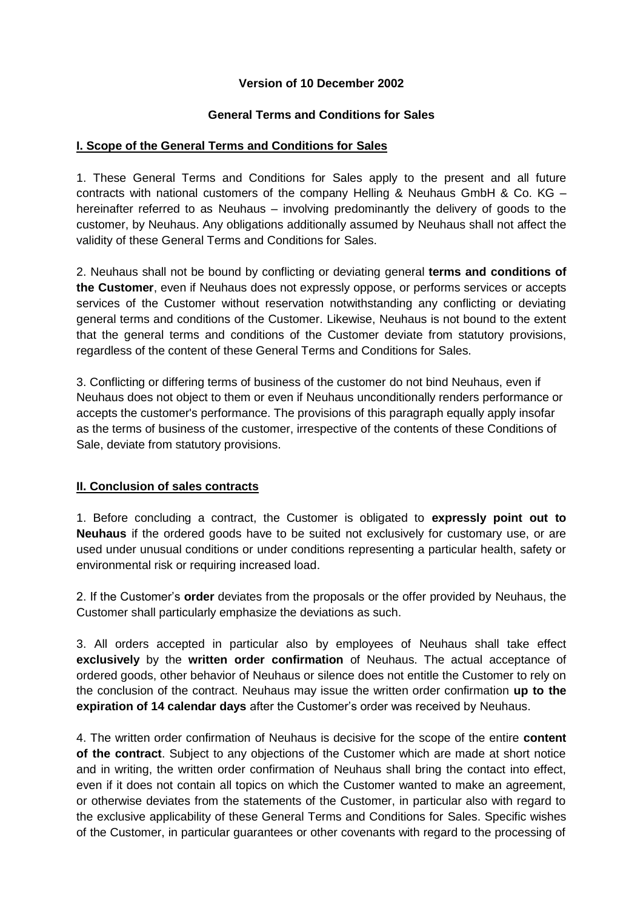**Version of 10 December 2002**

**General Terms and Conditions for Sales**

## I. Scope of the General Terms and Conditions for Sales

1. These General Terms and Conditions for Sales apply to the present and all future contracts with national customers of the company Helling & Neuhaus GmbH & Co. KG – hereinafter referred to as Neuhaus – involving predominantly the delivery of goods to the customer, by Neuhaus. Any obligations additionally assumed by Neuhaus shall not affect the validity of these General Terms and Conditions for Sales.

2. Neuhaus shall not be bound by conflicting or deviating general **terms and conditions of the Customer**, even if Neuhaus does not expressly oppose, or performs services or accepts services of the Customer without reservation notwithstanding any conflicting or deviating general terms and conditions of the Customer. Likewise, Neuhaus is not bound to the extent that the general terms and conditions of the Customer deviate from statutory provisions, regardless of the content of these General Terms and Conditions for Sales.

3. Conflicting or differing terms of business of the customer do not bind Neuhaus, even if Neuhaus does not object to them or even if Neuhaus unconditionally renders performance or accepts the customer's performance. The provisions of this paragraph equally apply insofar as the terms of business of the customer, irrespective of the contents of these Conditions of Sale, deviate from statutory provisions.

## II. Conclusion of sales contracts

1. Before concluding a contract, the Customer is obligated to **expressly point out to Neuhaus** if the ordered goods have to be suited not exclusively for customary use, or are used under unusual conditions or under conditions representing a particular health, safety or environmental risk or requiring increased load.

2. If the Customer's **order** deviates from the proposals or the offer provided by Neuhaus, the Customer shall particularly emphasize the deviations as such.

3. All orders accepted in particular also by employees of Neuhaus shall take effect **exclusively** by the **written order confirmation** of Neuhaus. The actual acceptance of ordered goods, other behavior of Neuhaus or silence does not entitle the Customer to rely on the conclusion of the contract. Neuhaus may issue the written order confirmation **up to the expiration of 14 calendar days** after the Customer's order was received by Neuhaus.

4. The written order confirmation of Neuhaus is decisive for the scope of the entire **content of the contract**. Subject to any objections of the Customer which are made at short notice and in writing, the written order confirmation of Neuhaus shall bring the contact into effect, even if it does not contain all topics on which the Customer wanted to make an agreement, or otherwise deviates from the statements of the Customer, in particular also with regard to the exclusive applicability of these General Terms and Conditions for Sales. Specific wishes of the Customer, in particular guarantees or other covenants with regard to the processing of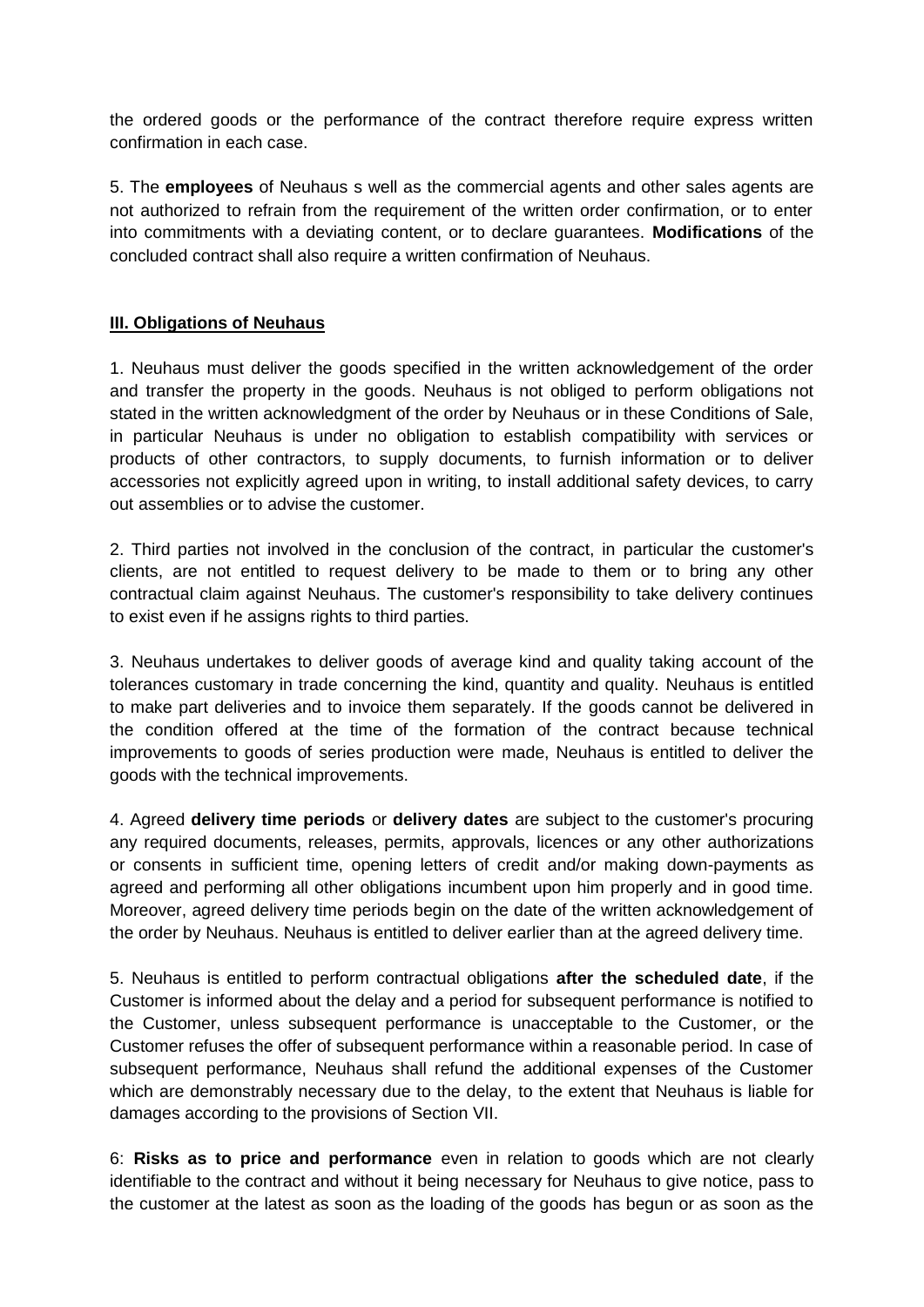the ordered goods or the performance of the contract therefore require express written confirmation in each case.

5. The **employees** of Neuhaus s well as the commercial agents and other sales agents are not authorized to refrain from the requirement of the written order confirmation, or to enter into commitments with a deviating content, or to declare guarantees. **Modifications** of the concluded contract shall also require a written confirmation of Neuhaus.

## III. Obligations of Neuhaus

1. Neuhaus must deliver the goods specified in the written acknowledgement of the order and transfer the property in the goods. Neuhaus is not obliged to perform obligations not stated in the written acknowledgment of the order by Neuhaus or in these Conditions of Sale, in particular Neuhaus is under no obligation to establish compatibility with services or products of other contractors, to supply documents, to furnish information or to deliver accessories not explicitly agreed upon in writing, to install additional safety devices, to carry out assemblies or to advise the customer.

2. Third parties not involved in the conclusion of the contract, in particular the customer's clients, are not entitled to request delivery to be made to them or to bring any other contractual claim against Neuhaus. The customer's responsibility to take delivery continues to exist even if he assigns rights to third parties.

3. Neuhaus undertakes to deliver goods of average kind and quality taking account of the tolerances customary in trade concerning the kind, quantity and quality. Neuhaus is entitled to make part deliveries and to invoice them separately. If the goods cannot be delivered in the condition offered at the time of the formation of the contract because technical improvements to goods of series production were made, Neuhaus is entitled to deliver the goods with the technical improvements.

4. Agreed **delivery time periods** or **delivery dates** are subject to the customer's procuring any required documents, releases, permits, approvals, licences or any other authorizations or consents in sufficient time, opening letters of credit and/or making down-payments as agreed and performing all other obligations incumbent upon him properly and in good time. Moreover, agreed delivery time periods begin on the date of the written acknowledgement of the order by Neuhaus. Neuhaus is entitled to deliver earlier than at the agreed delivery time.

5. Neuhaus is entitled to perform contractual obligations **after the scheduled date**, if the Customer is informed about the delay and a period for subsequent performance is notified to the Customer, unless subsequent performance is unacceptable to the Customer, or the Customer refuses the offer of subsequent performance within a reasonable period. In case of subsequent performance, Neuhaus shall refund the additional expenses of the Customer which are demonstrably necessary due to the delay, to the extent that Neuhaus is liable for damages according to the provisions of Section VII.

6: **Risks as to price and performance** even in relation to goods which are not clearly identifiable to the contract and without it being necessary for Neuhaus to give notice, pass to the customer at the latest as soon as the loading of the goods has begun or as soon as the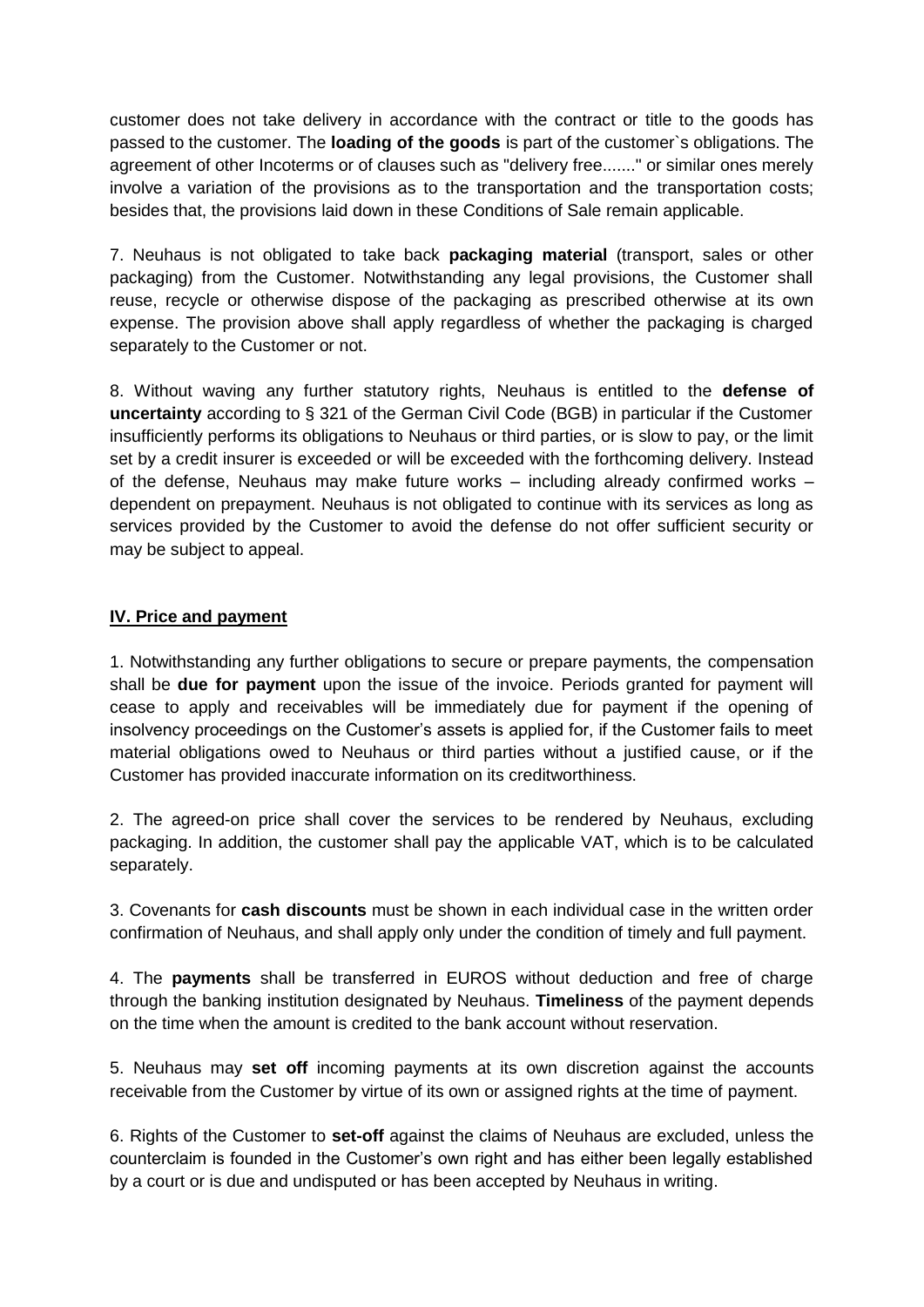customer does not take delivery in accordance with the contract or title to the goods has passed to the customer. The **loading of the goods** is part of the customer`s obligations. The agreement of other Incoterms or of clauses such as "delivery free......." or similar ones merely involve a variation of the provisions as to the transportation and the transportation costs; besides that, the provisions laid down in these Conditions of Sale remain applicable.

7. Neuhaus is not obligated to take back **packaging material** (transport, sales or other packaging) from the Customer. Notwithstanding any legal provisions, the Customer shall reuse, recycle or otherwise dispose of the packaging as prescribed otherwise at its own expense. The provision above shall apply regardless of whether the packaging is charged separately to the Customer or not.

8. Without waving any further statutory rights, Neuhaus is entitled to the **defense of uncertainty** according to § 321 of the German Civil Code (BGB) in particular if the Customer insufficiently performs its obligations to Neuhaus or third parties, or is slow to pay, or the limit set by a credit insurer is exceeded or will be exceeded with the forthcoming delivery. Instead of the defense, Neuhaus may make future works – including already confirmed works – dependent on prepayment. Neuhaus is not obligated to continue with its services as long as services provided by the Customer to avoid the defense do not offer sufficient security or may be subject to appeal.

## IV. Price and payment

1. Notwithstanding any further obligations to secure or prepare payments, the compensation shall be **due for payment** upon the issue of the invoice. Periods granted for payment will cease to apply and receivables will be immediately due for payment if the opening of insolvency proceedings on the Customer's assets is applied for, if the Customer fails to meet material obligations owed to Neuhaus or third parties without a justified cause, or if the Customer has provided inaccurate information on its creditworthiness.

2. The agreed-on price shall cover the services to be rendered by Neuhaus, excluding packaging. In addition, the customer shall pay the applicable VAT, which is to be calculated separately.

3. Covenants for **cash discounts** must be shown in each individual case in the written order confirmation of Neuhaus, and shall apply only under the condition of timely and full payment.

4. The **payments** shall be transferred in EUROS without deduction and free of charge through the banking institution designated by Neuhaus. **Timeliness** of the payment depends on the time when the amount is credited to the bank account without reservation.

5. Neuhaus may **set off** incoming payments at its own discretion against the accounts receivable from the Customer by virtue of its own or assigned rights at the time of payment.

6. Rights of the Customer to **set-off** against the claims of Neuhaus are excluded, unless the counterclaim is founded in the Customer's own right and has either been legally established by a court or is due and undisputed or has been accepted by Neuhaus in writing.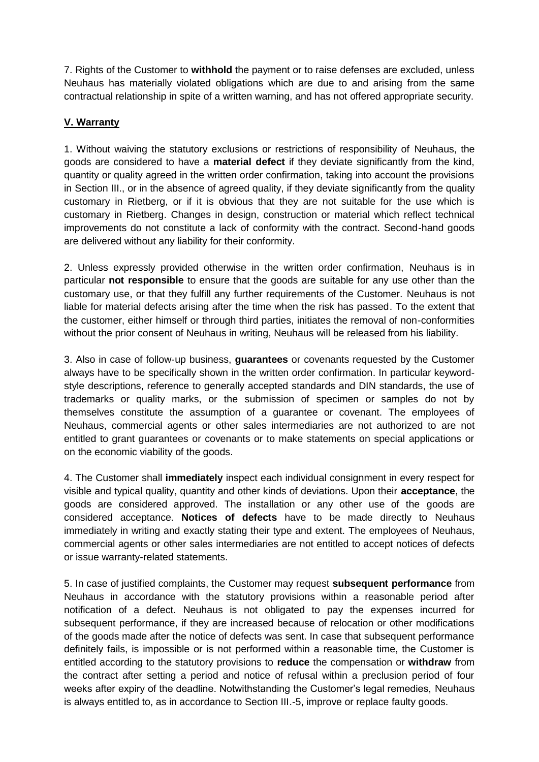7. Rights of the Customer to **withhold** the payment or to raise defenses are excluded, unless Neuhaus has materially violated obligations which are due to and arising from the same contractual relationship in spite of a written warning, and has not offered appropriate security.

## **V. Warranty**

1. Without waiving the statutory exclusions or restrictions of responsibility of Neuhaus, the goods are considered to have a **material defect** if they deviate significantly from the kind, quantity or quality agreed in the written order confirmation, taking into account the provisions in Section III., or in the absence of agreed quality, if they deviate significantly from the quality customary in Rietberg, or if it is obvious that they are not suitable for the use which is customary in Rietberg. Changes in design, construction or material which reflect technical improvements do not constitute a lack of conformity with the contract. Second-hand goods are delivered without any liability for their conformity.

2. Unless expressly provided otherwise in the written order confirmation, Neuhaus is in particular **not responsible** to ensure that the goods are suitable for any use other than the customary use, or that they fulfill any further requirements of the Customer. Neuhaus is not liable for material defects arising after the time when the risk has passed. To the extent that the customer, either himself or through third parties, initiates the removal of non-conformities without the prior consent of Neuhaus in writing, Neuhaus will be released from his liability.

3. Also in case of follow-up business, **guarantees** or covenants requested by the Customer always have to be specifically shown in the written order confirmation. In particular keyword-style descriptions, reference to generally accepted standards and DIN standards, the use of trademarks or quality marks, or the submission of specimen or samples do not by themselves constitute the assumption of a guarantee or covenant. The employees of Neuhaus, commercial agents or other sales intermediaries are not authorized to are not entitled to grant guarantees or covenants or to make statements on special applications or on the economic viability of the goods.

4. The Customer shall **immediately** inspect each individual consignment in every respect for visible and typical quality, quantity and other kinds of deviations. Upon their **acceptance**, the goods are considered approved. The installation or any other use of the goods are considered acceptance. **Notices of defects** have to be made directly to Neuhaus immediately in writing and exactly stating their type and extent. The employees of Neuhaus, commercial agents or other sales intermediaries are not entitled to accept notices of defects or issue warranty-related statements.

5. In case of justified complaints, the Customer may request **subsequent performance** from Neuhaus in accordance with the statutory provisions within a reasonable period after notification of a defect. Neuhaus is not obligated to pay the expenses incurred for subsequent performance, if they are increased because of relocation or other modifications of the goods made after the notice of defects was sent. In case that subsequent performance definitely fails, is impossible or is not performed within a reasonable time, the Customer is entitled according to the statutory provisions to **reduce** the compensation or **withdraw** from the contract after setting a period and notice of refusal within a preclusion period of four weeks after expiry of the deadline. Notwithstanding the Customer's legal remedies, Neuhaus is always entitled to, as in accordance to Section III.-5, improve or replace faulty goods.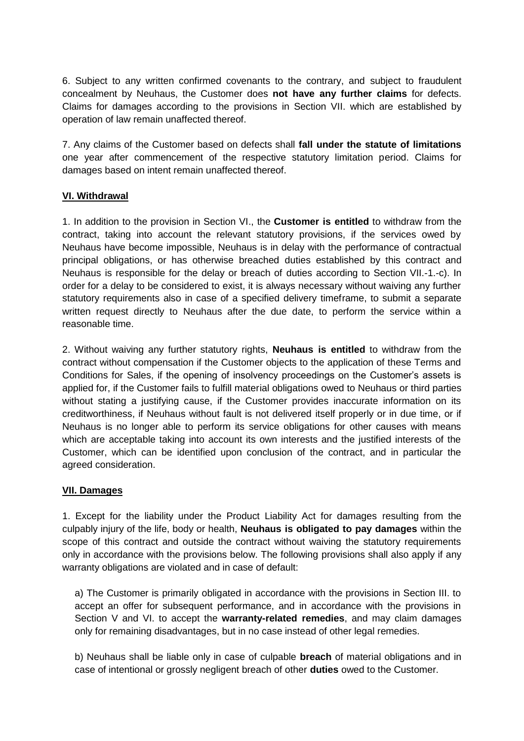6. Subject to any written confirmed covenants to the contrary, and subject to fraudulent concealment by Neuhaus, the Customer does **not have any further claims** for defects. Claims for damages according to the provisions in Section VII. which are established by operation of law remain unaffected thereof.

7. Any claims of the Customer based on defects shall **fall under the statute of limitations** one year after commencement of the respective statutory limitation period. Claims for damages based on intent remain unaffected thereof.

## VI. Withdrawal

1. In addition to the provision in Section VI., the **Customer is entitled** to withdraw from the contract, taking into account the relevant statutory provisions, if the services owed by Neuhaus have become impossible, Neuhaus is in delay with the performance of contractual principal obligations, or has otherwise breached duties established by this contract and Neuhaus is responsible for the delay or breach of duties according to Section VII.-1.-c). In order for a delay to be considered to exist, it is always necessary without waiving any further statutory requirements also in case of a specified delivery timeframe, to submit a separate written request directly to Neuhaus after the due date, to perform the service within a reasonable time.

2. Without waiving any further statutory rights, **Neuhaus is entitled** to withdraw from the contract without compensation if the Customer objects to the application of these Terms and Conditions for Sales, if the opening of insolvency proceedings on the Customer's assets is applied for, if the Customer fails to fulfill material obligations owed to Neuhaus or third parties without stating a justifying cause, if the Customer provides inaccurate information on its creditworthiness, if Neuhaus without fault is not delivered itself properly or in due time, or if Neuhaus is no longer able to perform its service obligations for other causes with means which are acceptable taking into account its own interests and the justified interests of the Customer, which can be identified upon conclusion of the contract, and in particular the agreed consideration.

## VII. Damages

1. Except for the liability under the Product Liability Act for damages resulting from the culpably injury of the life, body or health, **Neuhaus is obligated to pay damages** within the scope of this contract and outside the contract without waiving the statutory requirements only in accordance with the provisions below. The following provisions shall also apply if any warranty obligations are violated and in case of default:

a) The Customer is primarily obligated in accordance with the provisions in Section III. to accept an offer for subsequent performance, and in accordance with the provisions in Section V and VI. to accept the **warranty-related remedies**, and may claim damages only for remaining disadvantages, but in no case instead of other legal remedies.

b) Neuhaus shall be liable only in case of culpable **breach** of material obligations and in case of intentional or grossly negligent breach of other **duties** owed to the Customer.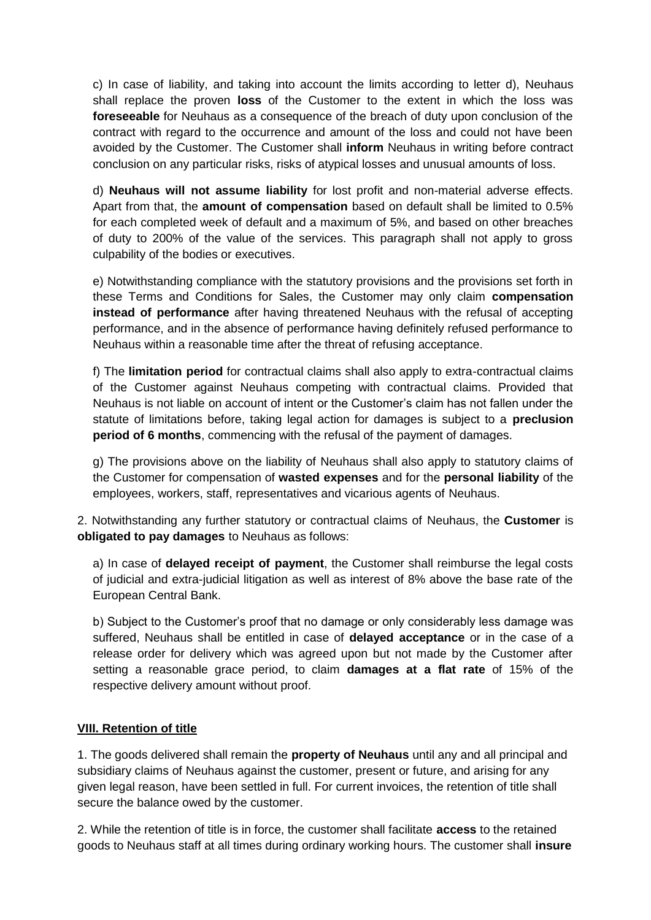c) In case of liability, and taking into account the limits according to letter d), Neuhaus shall replace the proven **loss** of the Customer to the extent in which the loss was **foreseeable** for Neuhaus as a consequence of the breach of duty upon conclusion of the contract with regard to the occurrence and amount of the loss and could not have been avoided by the Customer. The Customer shall **inform** Neuhaus in writing before contract conclusion on any particular risks, risks of atypical losses and unusual amounts of loss.

d) **Neuhaus will not assume liability** for lost profit and non-material adverse effects. Apart from that, the **amount of compensation** based on default shall be limited to 0.5% for each completed week of default and a maximum of 5%, and based on other breaches of duty to 200% of the value of the services. This paragraph shall not apply to gross culpability of the bodies or executives.

e) Notwithstanding compliance with the statutory provisions and the provisions set forth in these Terms and Conditions for Sales, the Customer may only claim **compensation instead of performance** after having threatened Neuhaus with the refusal of accepting performance, and in the absence of performance having definitely refused performance to Neuhaus within a reasonable time after the threat of refusing acceptance.

f) The **limitation period** for contractual claims shall also apply to extra-contractual claims of the Customer against Neuhaus competing with contractual claims. Provided that Neuhaus is not liable on account of intent or the Customer's claim has not fallen under the statute of limitations before, taking legal action for damages is subject to a **preclusion period of 6 months**, commencing with the refusal of the payment of damages.

g) The provisions above on the liability of Neuhaus shall also apply to statutory claims of the Customer for compensation of **wasted expenses** and for the **personal liability** of the employees, workers, staff, representatives and vicarious agents of Neuhaus.

2. Notwithstanding any further statutory or contractual claims of Neuhaus, the **Customer** is **obligated to pay damages** to Neuhaus as follows:

a) In case of **delayed receipt of payment**, the Customer shall reimburse the legal costs of judicial and extra-judicial litigation as well as interest of 8% above the base rate of the European Central Bank.

b) Subject to the Customer's proof that no damage or only considerably less damage was suffered, Neuhaus shall be entitled in case of **delayed acceptance** or in the case of a release order for delivery which was agreed upon but not made by the Customer after setting a reasonable grace period, to claim **damages at a flat rate** of 15% of the respective delivery amount without proof.

## VIII. Retention of title

1. The goods delivered shall remain the **property of Neuhaus** until any and all principal and subsidiary claims of Neuhaus against the customer, present or future, and arising for any given legal reason, have been settled in full. For current invoices, the retention of title shall secure the balance owed by the customer.

2. While the retention of title is in force, the customer shall facilitate **access** to the retained goods to Neuhaus staff at all times during ordinary working hours. The customer shall **insure**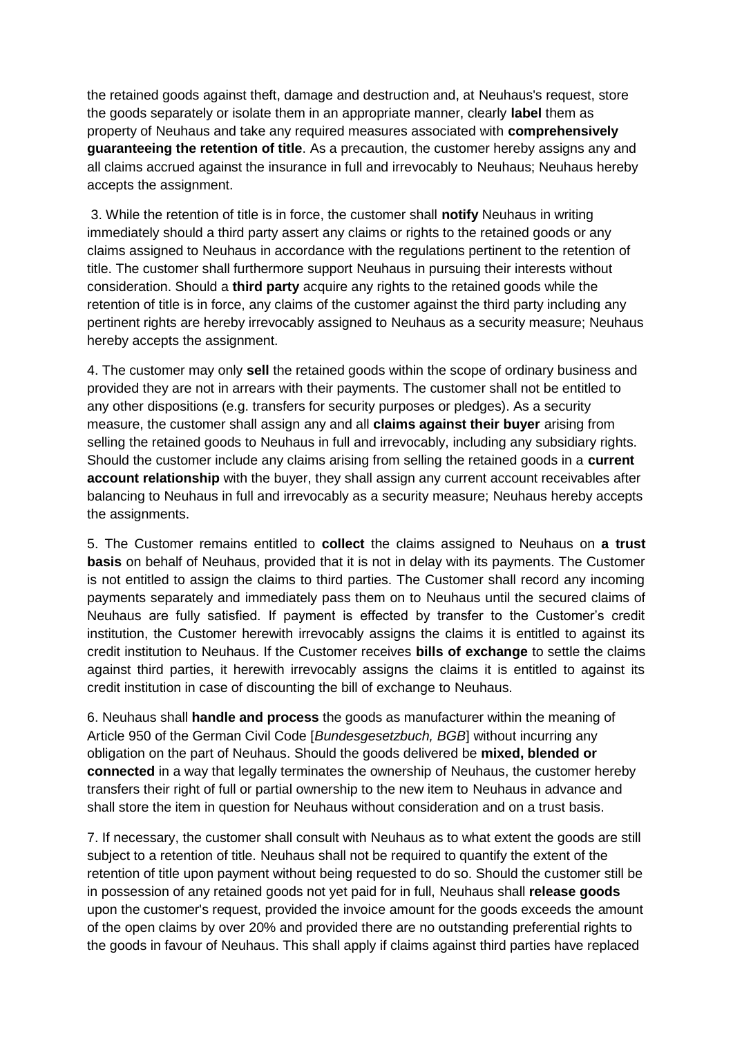the retained goods against theft, damage and destruction and, at Neuhaus's request, store the goods separately or isolate them in an appropriate manner, clearly **label** them as property of Neuhaus and take any required measures associated with **comprehensively guaranteeing the retention of title**. As a precaution, the customer hereby assigns any and all claims accrued against the insurance in full and irrevocably to Neuhaus; Neuhaus hereby accepts the assignment.

3. While the retention of title is in force, the customer shall **notify** Neuhaus in writing immediately should a third party assert any claims or rights to the retained goods or any claims assigned to Neuhaus in accordance with the regulations pertinent to the retention of title. The customer shall furthermore support Neuhaus in pursuing their interests without consideration. Should a **third party** acquire any rights to the retained goods while the retention of title is in force, any claims of the customer against the third party including any pertinent rights are hereby irrevocably assigned to Neuhaus as a security measure; Neuhaus hereby accepts the assignment.

4. The customer may only **sell** the retained goods within the scope of ordinary business and provided they are not in arrears with their payments. The customer shall not be entitled to any other dispositions (e.g. transfers for security purposes or pledges). As a security measure, the customer shall assign any and all **claims against their buyer** arising from selling the retained goods to Neuhaus in full and irrevocably, including any subsidiary rights. Should the customer include any claims arising from selling the retained goods in a **current account relationship** with the buyer, they shall assign any current account receivables after balancing to Neuhaus in full and irrevocably as a security measure; Neuhaus hereby accepts the assignments.

5. The Customer remains entitled to **collect** the claims assigned to Neuhaus on **a trust basis** on behalf of Neuhaus, provided that it is not in delay with its payments. The Customer is not entitled to assign the claims to third parties. The Customer shall record any incoming payments separately and immediately pass them on to Neuhaus until the secured claims of Neuhaus are fully satisfied. If payment is effected by transfer to the Customer's credit institution, the Customer herewith irrevocably assigns the claims it is entitled to against its credit institution to Neuhaus. If the Customer receives **bills of exchange** to settle the claims against third parties, it herewith irrevocably assigns the claims it is entitled to against its credit institution in case of discounting the bill of exchange to Neuhaus.

6. Neuhaus shall **handle and process** the goods as manufacturer within the meaning of Article 950 of the German Civil Code [*Bundesgesetzbuch, BGB*] without incurring any obligation on the part of Neuhaus. Should the goods delivered be **mixed, blended or connected** in a way that legally terminates the ownership of Neuhaus, the customer hereby transfers their right of full or partial ownership to the new item to Neuhaus in advance and shall store the item in question for Neuhaus without consideration and on a trust basis.

7. If necessary, the customer shall consult with Neuhaus as to what extent the goods are still subject to a retention of title. Neuhaus shall not be required to quantify the extent of the retention of title upon payment without being requested to do so. Should the customer still be in possession of any retained goods not yet paid for in full, Neuhaus shall **release goods** upon the customer's request, provided the invoice amount for the goods exceeds the amount of the open claims by over 20% and provided there are no outstanding preferential rights to the goods in favour of Neuhaus. This shall apply if claims against third parties have replaced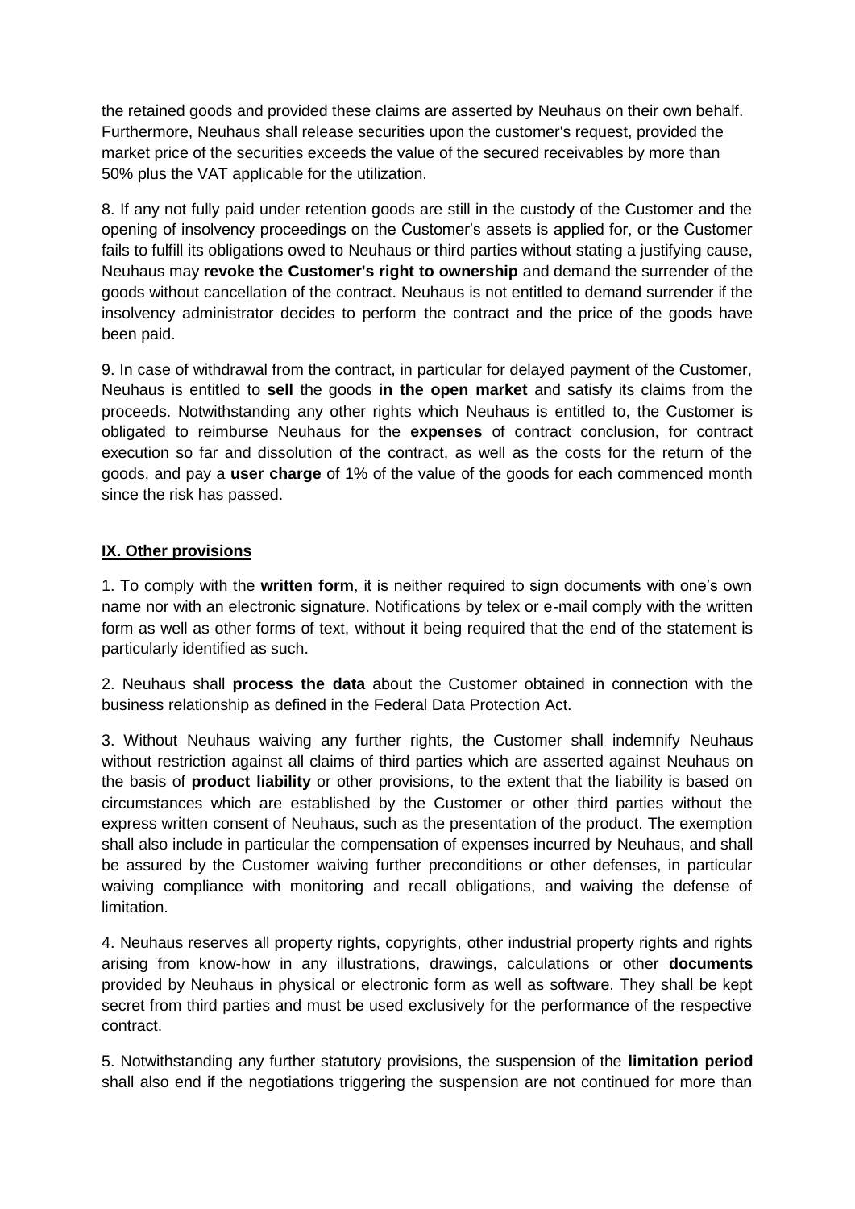the retained goods and provided these claims are asserted by Neuhaus on their own behalf. Furthermore, Neuhaus shall release securities upon the customer's request, provided the market price of the securities exceeds the value of the secured receivables by more than 50% plus the VAT applicable for the utilization.

8. If any not fully paid under retention goods are still in the custody of the Customer and the opening of insolvency proceedings on the Customer's assets is applied for, or the Customer fails to fulfill its obligations owed to Neuhaus or third parties without stating a justifying cause, Neuhaus may **revoke the Customer's right to ownership** and demand the surrender of the goods without cancellation of the contract. Neuhaus is not entitled to demand surrender if the insolvency administrator decides to perform the contract and the price of the goods have been paid.

9. In case of withdrawal from the contract, in particular for delayed payment of the Customer, Neuhaus is entitled to **sell** the goods **in the open market** and satisfy its claims from the proceeds. Notwithstanding any other rights which Neuhaus is entitled to, the Customer is obligated to reimburse Neuhaus for the **expenses** of contract conclusion, for contract execution so far and dissolution of the contract, as well as the costs for the return of the goods, and pay a **user charge** of 1% of the value of the goods for each commenced month since the risk has passed.

## IX. Other provisions

1. To comply with the **written form**, it is neither required to sign documents with one's own name nor with an electronic signature. Notifications by telex or e-mail comply with the written form as well as other forms of text, without it being required that the end of the statement is particularly identified as such.

2. Neuhaus shall **process the data** about the Customer obtained in connection with the business relationship as defined in the Federal Data Protection Act.

3. Without Neuhaus waiving any further rights, the Customer shall indemnify Neuhaus without restriction against all claims of third parties which are asserted against Neuhaus on the basis of **product liability** or other provisions, to the extent that the liability is based on circumstances which are established by the Customer or other third parties without the express written consent of Neuhaus, such as the presentation of the product. The exemption shall also include in particular the compensation of expenses incurred by Neuhaus, and shall be assured by the Customer waiving further preconditions or other defenses, in particular waiving compliance with monitoring and recall obligations, and waiving the defense of limitation.

4. Neuhaus reserves all property rights, copyrights, other industrial property rights and rights arising from know-how in any illustrations, drawings, calculations or other **documents** provided by Neuhaus in physical or electronic form as well as software. They shall be kept secret from third parties and must be used exclusively for the performance of the respective contract.

5. Notwithstanding any further statutory provisions, the suspension of the **limitation period** shall also end if the negotiations triggering the suspension are not continued for more than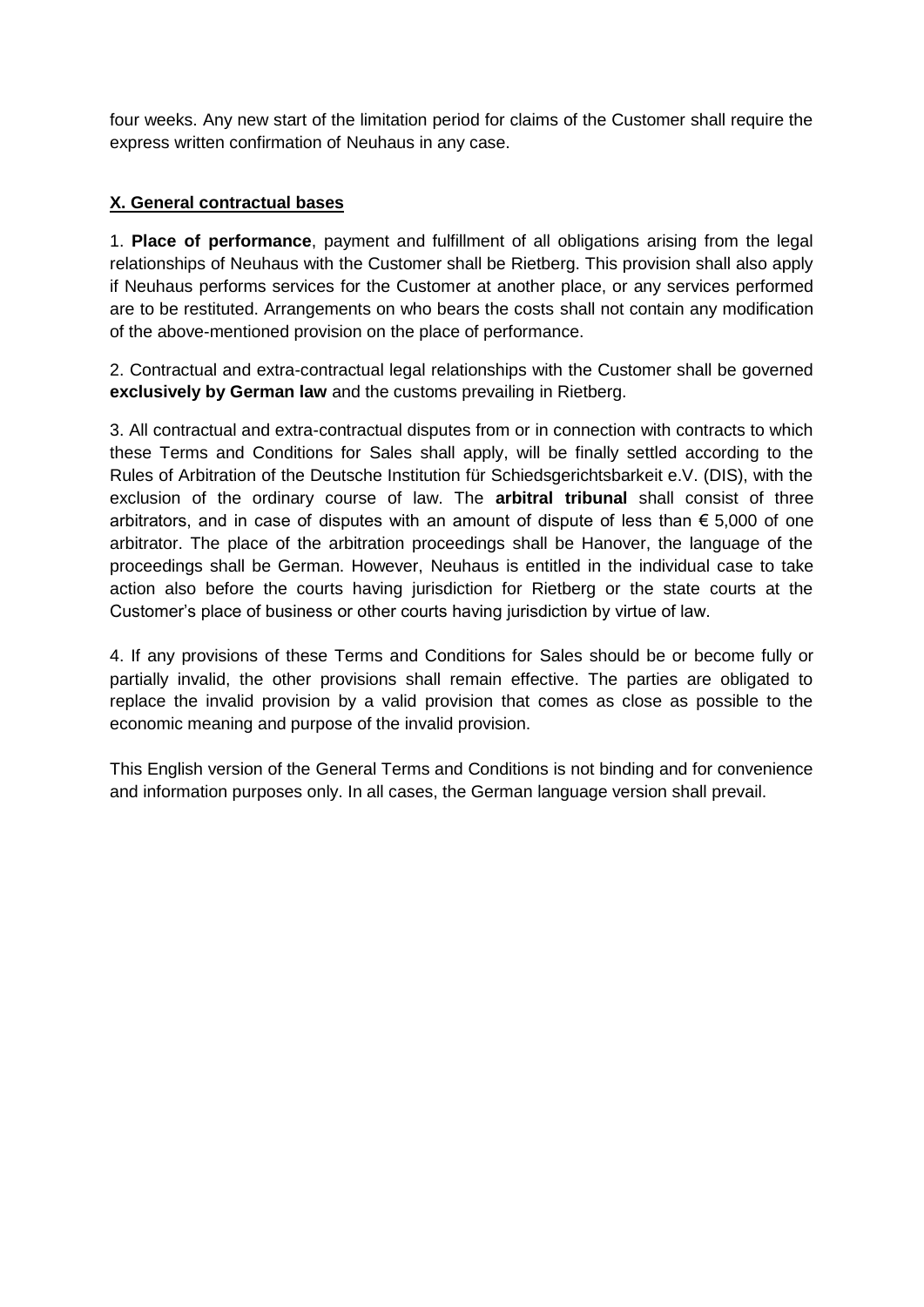four weeks. Any new start of the limitation period for claims of the Customer shall require the express written confirmation of Neuhaus in any case.

## X. General contractual bases

1. **Place of performance**, payment and fulfillment of all obligations arising from the legal relationships of Neuhaus with the Customer shall be Rietberg. This provision shall also apply if Neuhaus performs services for the Customer at another place, or any services performed are to be restituted. Arrangements on who bears the costs shall not contain any modification of the above-mentioned provision on the place of performance.

2. Contractual and extra-contractual legal relationships with the Customer shall be governed **exclusively by German law** and the customs prevailing in Rietberg.

3. All contractual and extra-contractual disputes from or in connection with contracts to which these Terms and Conditions for Sales shall apply, will be finally settled according to the Rules of Arbitration of the Deutsche Institution für Schiedsgerichtsbarkeit e.V. (DIS), with the exclusion of the ordinary course of law. The **arbitral tribunal** shall consist of three arbitrators, and in case of disputes with an amount of dispute of less than € 5,000 of one arbitrator. The place of the arbitration proceedings shall be Hanover, the language of the proceedings shall be German. However, Neuhaus is entitled in the individual case to take action also before the courts having jurisdiction for Rietberg or the state courts at the Customer's place of business or other courts having jurisdiction by virtue of law.

4. If any provisions of these Terms and Conditions for Sales should be or become fully or partially invalid, the other provisions shall remain effective. The parties are obligated to replace the invalid provision by a valid provision that comes as close as possible to the economic meaning and purpose of the invalid provision.

This English version of the General Terms and Conditions is not binding and for convenience and information purposes only. In all cases, the German language version shall prevail.